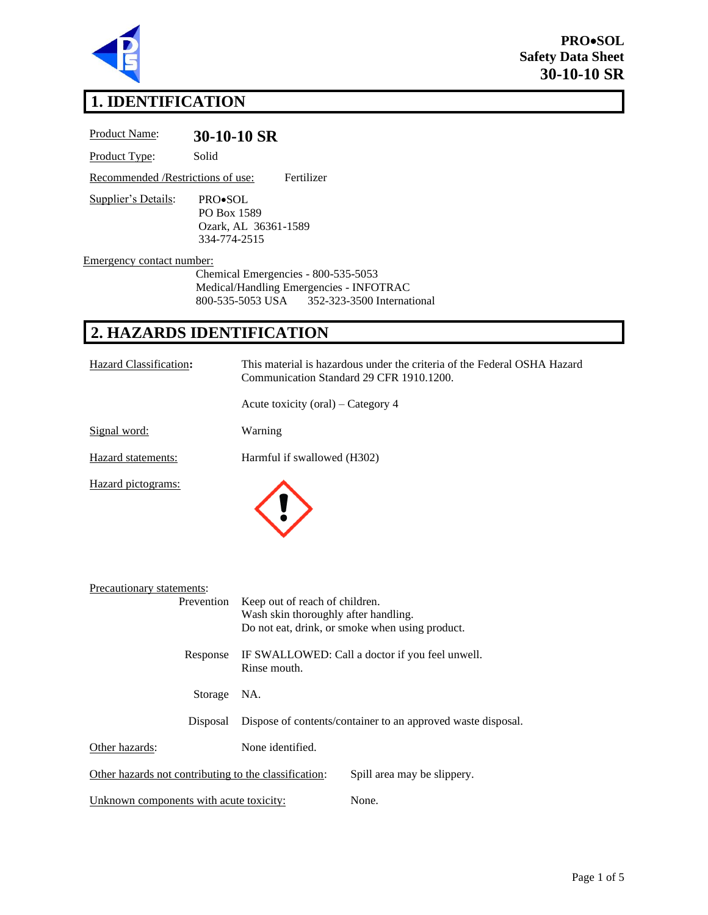**PRO•SOL**
**Safety Data Sheet**
**30-10-10 SR**

# 1. IDENTIFICATION

Product Name: **30-10-10 SR**

Product Type: Solid

Recommended /Restrictions of use: Fertilizer

Supplier's Details:
PRO•SOL
PO Box 1589
Ozark, AL 36361-1589
334-774-2515

Emergency contact number:
Chemical Emergencies - 800-535-5053
Medical/Handling Emergencies - INFOTRAC
800-535-5053 USA 352-323-3500 International

# 2. HAZARDS IDENTIFICATION

Hazard Classification: This material is hazardous under the criteria of the Federal OSHA Hazard Communication Standard 29 CFR 1910.1200.

Acute toxicity (oral) – Category 4

Signal word: Warning

Hazard statements: Harmful if swallowed (H302)

Hazard pictograms:

Precautionary statements:

Prevention: Keep out of reach of children.
Wash skin thoroughly after handling.
Do not eat, drink, or smoke when using product.

Response: IF SWALLOWED: Call a doctor if you feel unwell.
Rinse mouth.

Storage: NA.

Disposal: Dispose of contents/container to an approved waste disposal.

Other hazards: None identified.

Other hazards not contributing to the classification: Spill area may be slippery.

Unknown components with acute toxicity: None.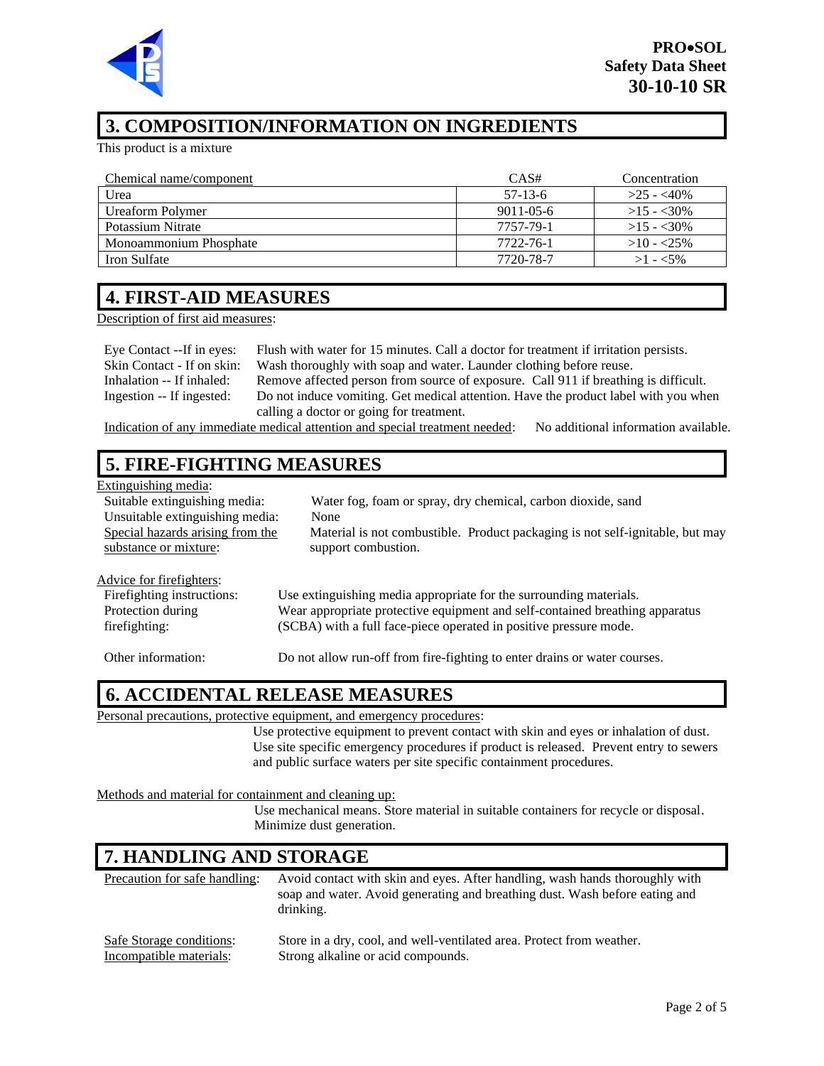## 3. COMPOSITION/INFORMATION ON INGREDIENTS

This product is a mixture

| Chemical name/component | CAS# | Concentration |
|---|---|---|
| Urea | 57-13-6 | >25 - <40% |
| Ureaform Polymer | 9011-05-6 | >15 - <30% |
| Potassium Nitrate | 7757-79-1 | >15 - <30% |
| Monoammonium Phosphate | 7722-76-1 | >10 - <25% |
| Iron Sulfate | 7720-78-7 | >1 - <5% |

## 4. FIRST-AID MEASURES

Description of first aid measures:

Eye Contact --If in eyes: Flush with water for 15 minutes. Call a doctor for treatment if irritation persists.

Skin Contact - If on skin: Wash thoroughly with soap and water. Launder clothing before reuse.

Inhalation -- If inhaled: Remove affected person from source of exposure. Call 911 if breathing is difficult.

Ingestion -- If ingested: Do not induce vomiting. Get medical attention. Have the product label with you when calling a doctor or going for treatment.

Indication of any immediate medical attention and special treatment needed: No additional information available.

## 5. FIRE-FIGHTING MEASURES

Extinguishing media:

Suitable extinguishing media: Water fog, foam or spray, dry chemical, carbon dioxide, sand

Unsuitable extinguishing media: None

Special hazards arising from the substance or mixture: Material is not combustible. Product packaging is not self-ignitable, but may support combustion.

Advice for firefighters:

Firefighting instructions: Use extinguishing media appropriate for the surrounding materials.

Protection during firefighting: Wear appropriate protective equipment and self-contained breathing apparatus (SCBA) with a full face-piece operated in positive pressure mode.

Other information: Do not allow run-off from fire-fighting to enter drains or water courses.

## 6. ACCIDENTAL RELEASE MEASURES

Personal precautions, protective equipment, and emergency procedures:

Use protective equipment to prevent contact with skin and eyes or inhalation of dust. Use site specific emergency procedures if product is released. Prevent entry to sewers and public surface waters per site specific containment procedures.

Methods and material for containment and cleaning up:

Use mechanical means. Store material in suitable containers for recycle or disposal. Minimize dust generation.

## 7. HANDLING AND STORAGE

Precaution for safe handling: Avoid contact with skin and eyes. After handling, wash hands thoroughly with soap and water. Avoid generating and breathing dust. Wash before eating and drinking.

Safe Storage conditions: Store in a dry, cool, and well-ventilated area. Protect from weather.

Incompatible materials: Strong alkaline or acid compounds.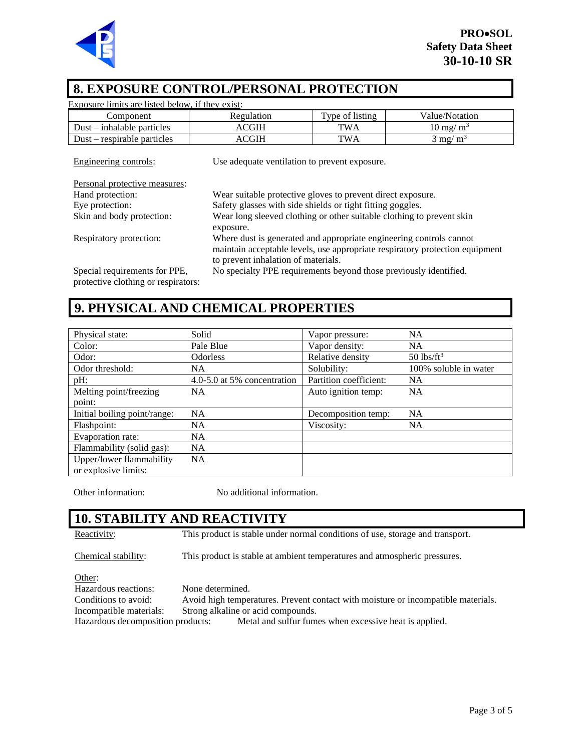## 8. EXPOSURE CONTROL/PERSONAL PROTECTION

Exposure limits are listed below, if they exist:

| Component | Regulation | Type of listing | Value/Notation |
|---|---|---|---|
| Dust – inhalable particles | ACGIH | TWA | 10 mg/ $m^3$ |
| Dust – respirable particles | ACGIH | TWA | 3 mg/ $m^3$ |

Engineering controls: Use adequate ventilation to prevent exposure.

Personal protective measures:

Hand protection: Wear suitable protective gloves to prevent direct exposure.

Eye protection: Safety glasses with side shields or tight fitting goggles.

Skin and body protection: Wear long sleeved clothing or other suitable clothing to prevent skin exposure.

Respiratory protection: Where dust is generated and appropriate engineering controls cannot maintain acceptable levels, use appropriate respiratory protection equipment to prevent inhalation of materials.

Special requirements for PPE, protective clothing or respirators: No specialty PPE requirements beyond those previously identified.

## 9. PHYSICAL AND CHEMICAL PROPERTIES

| | | | |
|---|---|---|---|
| Physical state: | Solid | Vapor pressure: | NA |
| Color: | Pale Blue | Vapor density: | NA |
| Odor: | Odorless | Relative density | 50 lbs/ft$^3$ |
| Odor threshold: | NA | Solubility: | 100% soluble in water |
| pH: | 4.0-5.0 at 5% concentration | Partition coefficient: | NA |
| Melting point/freezing point: | NA | Auto ignition temp: | NA |
| Initial boiling point/range: | NA | Decomposition temp: | NA |
| Flashpoint: | NA | Viscosity: | NA |
| Evaporation rate: | NA | | |
| Flammability (solid gas): | NA | | |
| Upper/lower flammability or explosive limits: | NA | | |

Other information: No additional information.

## 10. STABILITY AND REACTIVITY

Reactivity: This product is stable under normal conditions of use, storage and transport.

Chemical stability: This product is stable at ambient temperatures and atmospheric pressures.

Other:

Hazardous reactions: None determined.

Conditions to avoid: Avoid high temperatures. Prevent contact with moisture or incompatible materials.

Incompatible materials: Strong alkaline or acid compounds.

Hazardous decomposition products: Metal and sulfur fumes when excessive heat is applied.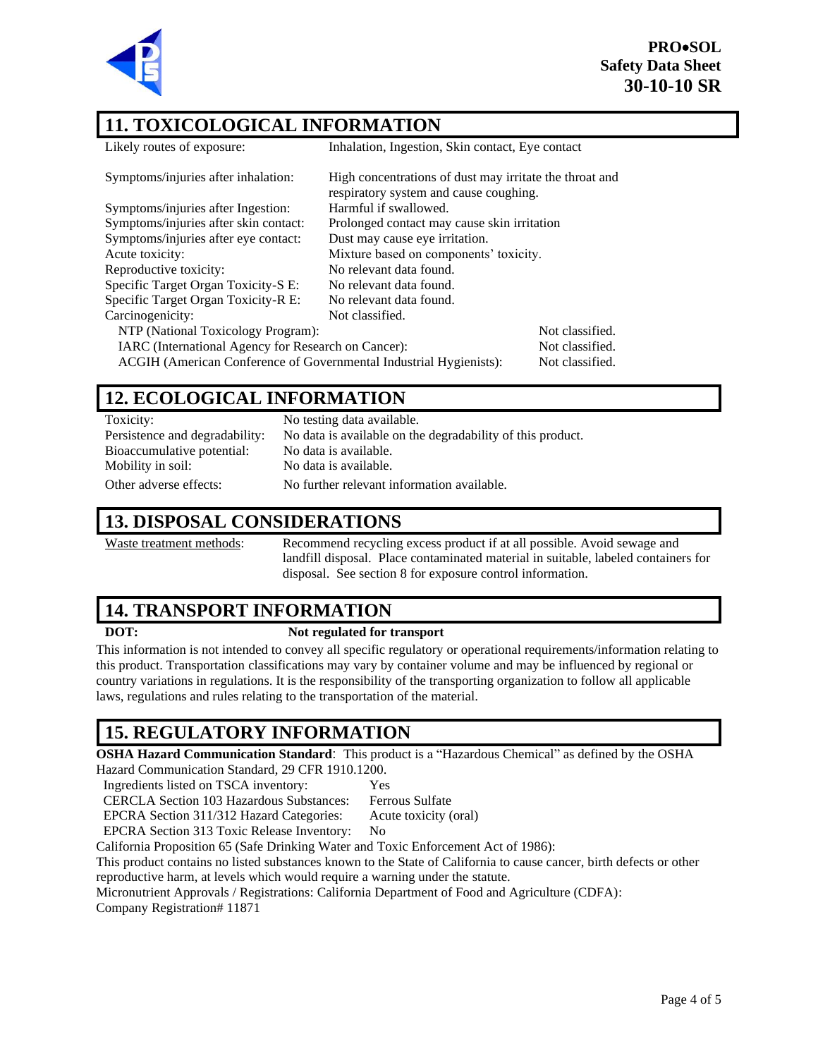## 11. TOXICOLOGICAL INFORMATION

| | |
|---|---|
| Likely routes of exposure: | Inhalation, Ingestion, Skin contact, Eye contact |
| Symptoms/injuries after inhalation: | High concentrations of dust may irritate the throat and respiratory system and cause coughing. |
| Symptoms/injuries after Ingestion: | Harmful if swallowed. |
| Symptoms/injuries after skin contact: | Prolonged contact may cause skin irritation |
| Symptoms/injuries after eye contact: | Dust may cause eye irritation. |
| Acute toxicity: | Mixture based on components' toxicity. |
| Reproductive toxicity: | No relevant data found. |
| Specific Target Organ Toxicity-S E: | No relevant data found. |
| Specific Target Organ Toxicity-R E: | No relevant data found. |
| Carcinogenicity: | Not classified. |

| | |
|---|---|
| NTP (National Toxicology Program): | Not classified. |
| IARC (International Agency for Research on Cancer): | Not classified. |
| ACGIH (American Conference of Governmental Industrial Hygienists): | Not classified. |

## 12. ECOLOGICAL INFORMATION

| | |
|---|---|
| Toxicity: | No testing data available. |
| Persistence and degradability: | No data is available on the degradability of this product. |
| Bioaccumulative potential: | No data is available. |
| Mobility in soil: | No data is available. |
| Other adverse effects: | No further relevant information available. |

## 13. DISPOSAL CONSIDERATIONS

Waste treatment methods: Recommend recycling excess product if at all possible. Avoid sewage and landfill disposal. Place contaminated material in suitable, labeled containers for disposal. See section 8 for exposure control information.

## 14. TRANSPORT INFORMATION

**DOT:** **Not regulated for transport**

This information is not intended to convey all specific regulatory or operational requirements/information relating to this product. Transportation classifications may vary by container volume and may be influenced by regional or country variations in regulations. It is the responsibility of the transporting organization to follow all applicable laws, regulations and rules relating to the transportation of the material.

## 15. REGULATORY INFORMATION

**OSHA Hazard Communication Standard**: This product is a "Hazardous Chemical" as defined by the OSHA Hazard Communication Standard, 29 CFR 1910.1200.

| | |
|---|---|
| Ingredients listed on TSCA inventory: | Yes |
| CERCLA Section 103 Hazardous Substances: | Ferrous Sulfate |
| EPCRA Section 311/312 Hazard Categories: | Acute toxicity (oral) |
| EPCRA Section 313 Toxic Release Inventory: | No |

California Proposition 65 (Safe Drinking Water and Toxic Enforcement Act of 1986):
This product contains no listed substances known to the State of California to cause cancer, birth defects or other reproductive harm, at levels which would require a warning under the statute.
Micronutrient Approvals / Registrations: California Department of Food and Agriculture (CDFA):
Company Registration# 11871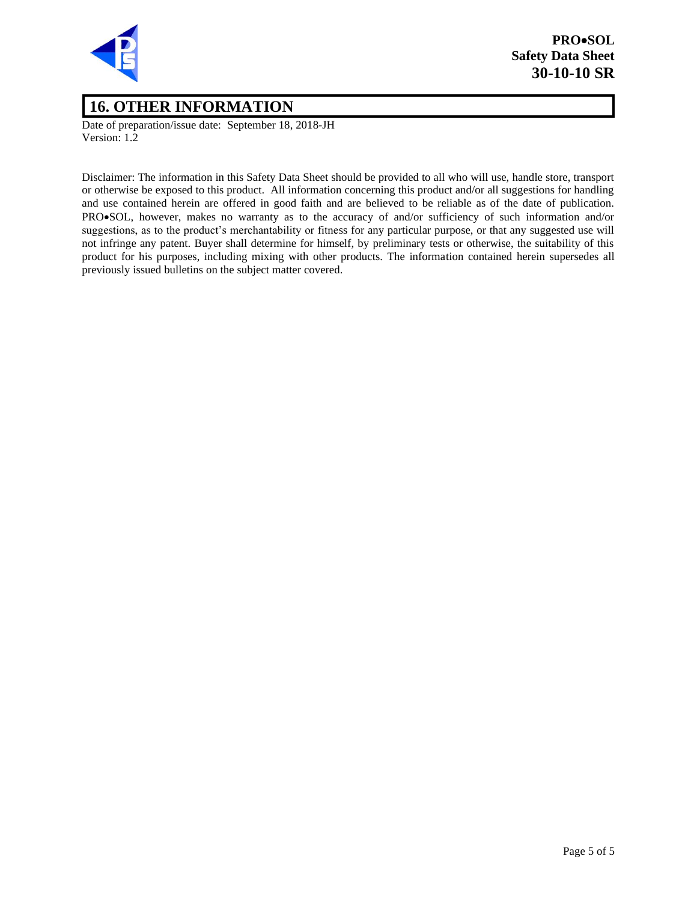## 16. OTHER INFORMATION

Date of preparation/issue date: September 18, 2018-JH
Version: 1.2

Disclaimer: The information in this Safety Data Sheet should be provided to all who will use, handle store, transport or otherwise be exposed to this product. All information concerning this product and/or all suggestions for handling and use contained herein are offered in good faith and are believed to be reliable as of the date of publication. PRO•SOL, however, makes no warranty as to the accuracy of and/or sufficiency of such information and/or suggestions, as to the product's merchantability or fitness for any particular purpose, or that any suggested use will not infringe any patent. Buyer shall determine for himself, by preliminary tests or otherwise, the suitability of this product for his purposes, including mixing with other products. The information contained herein supersedes all previously issued bulletins on the subject matter covered.